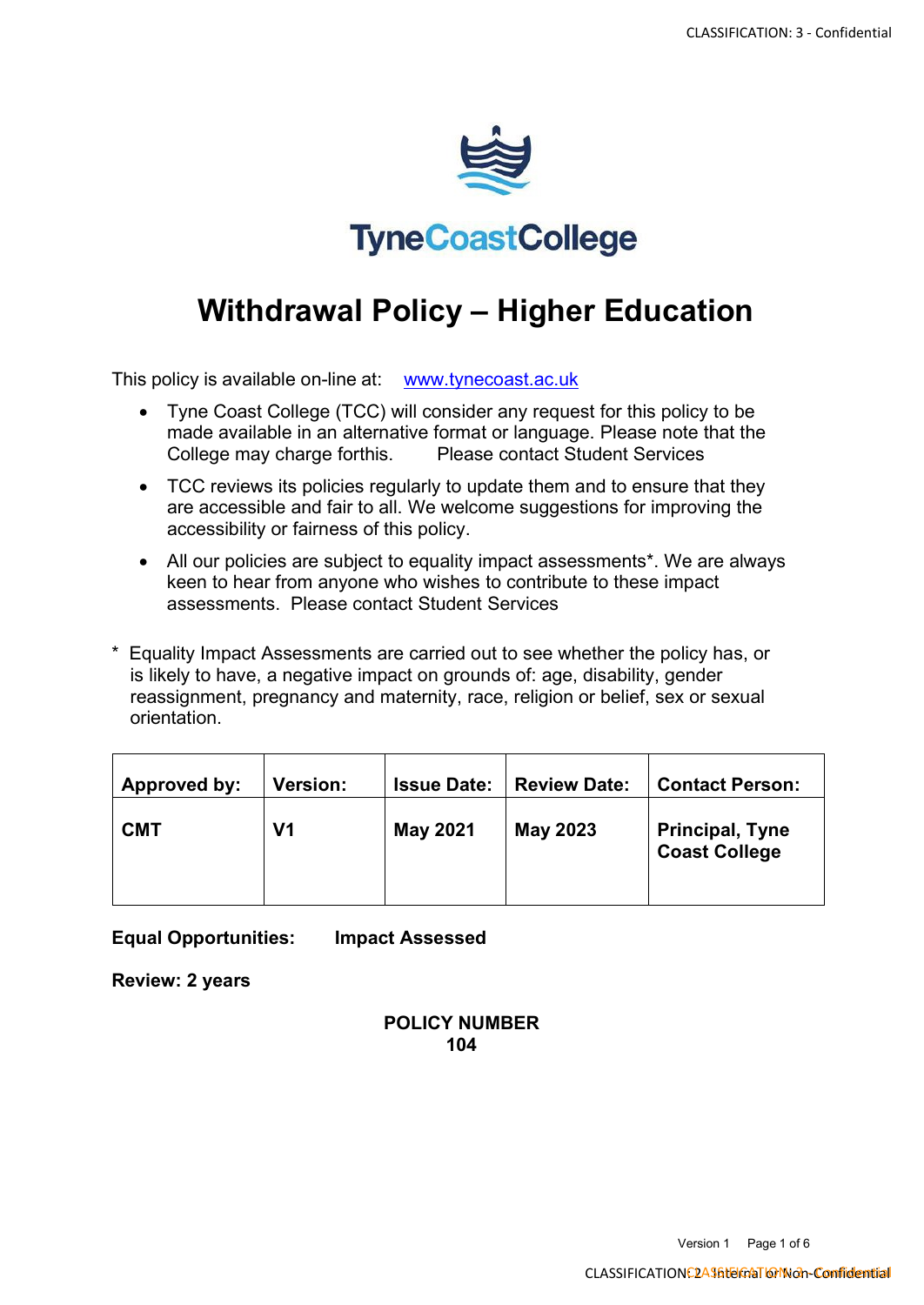# Withdrawal Policy – Higher Education

This policy is available on-line at: [www.tynecoast.ac.uk](http://www.tynecoast.ac.uk)

- Tyne Coast College (TCC) will consider any request for this policy to be made available in an alternative format or language. Please note that the College may charge forthis. Please contact Student Services
- TCC reviews its policies regularly to update them and to ensure that they are accessible and fair to all. We welcome suggestions for improving the accessibility or fairness of this policy.
- All our policies are subject to equality impact assessments*. We are always keen to hear from anyone who wishes to contribute to these impact assessments. Please contact Student Services

* Equality Impact Assessments are carried out to see whether the policy has, or is likely to have, a negative impact on grounds of: age, disability, gender reassignment, pregnancy and maternity, race, religion or belief, sex or sexual orientation.

| Approved by: | Version: | Issue Date: | Review Date: | Contact Person: |
|---|---|---|---|---|
| **CMT** | **V1** | **May 2021** | **May 2023** | **Principal, Tyne Coast College** |

**Equal Opportunities:** **Impact Assessed**

**Review: 2 years**

**POLICY NUMBER**
**104**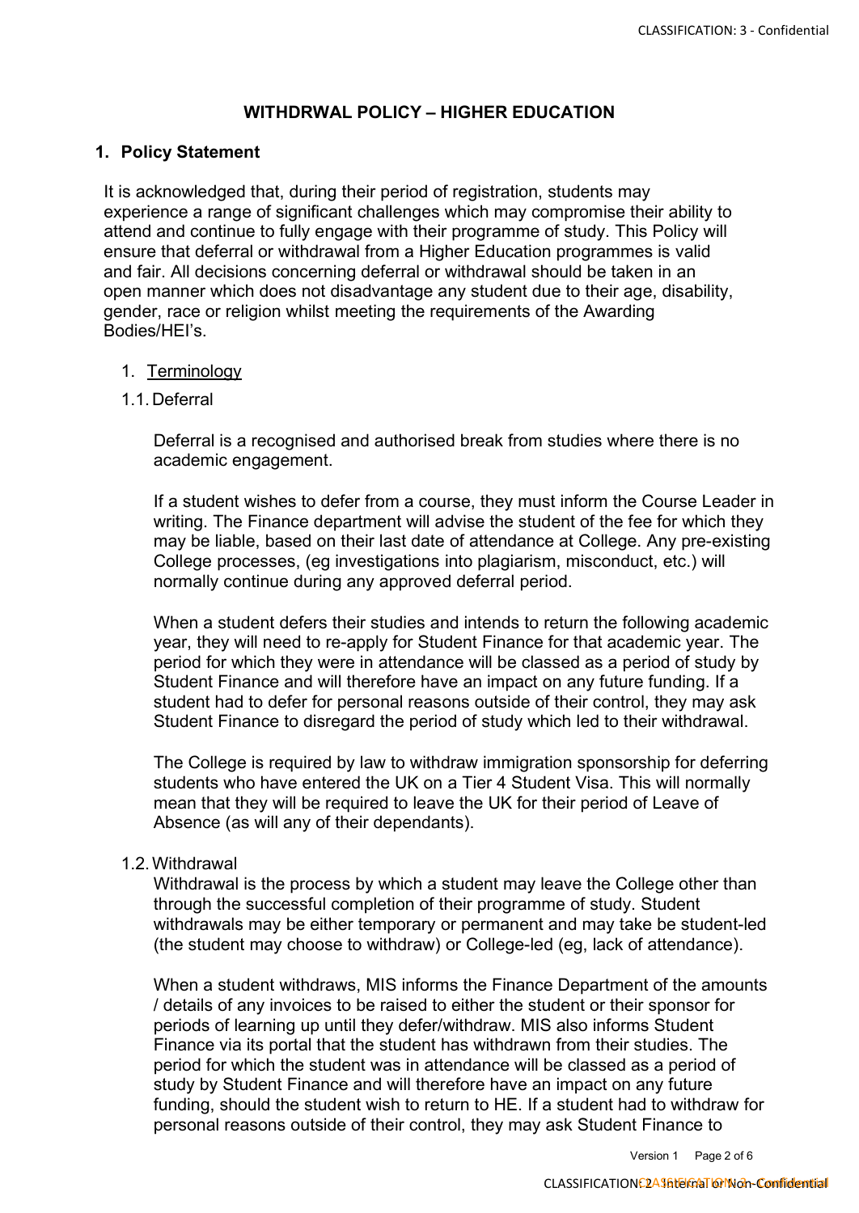## WITHDRWAL POLICY – HIGHER EDUCATION

### 1. Policy Statement

It is acknowledged that, during their period of registration, students may experience a range of significant challenges which may compromise their ability to attend and continue to fully engage with their programme of study. This Policy will ensure that deferral or withdrawal from a Higher Education programmes is valid and fair. All decisions concerning deferral or withdrawal should be taken in an open manner which does not disadvantage any student due to their age, disability, gender, race or religion whilst meeting the requirements of the Awarding Bodies/HEI's.

1. Terminology

1.1. Deferral

Deferral is a recognised and authorised break from studies where there is no academic engagement.

If a student wishes to defer from a course, they must inform the Course Leader in writing. The Finance department will advise the student of the fee for which they may be liable, based on their last date of attendance at College. Any pre-existing College processes, (eg investigations into plagiarism, misconduct, etc.) will normally continue during any approved deferral period.

When a student defers their studies and intends to return the following academic year, they will need to re-apply for Student Finance for that academic year. The period for which they were in attendance will be classed as a period of study by Student Finance and will therefore have an impact on any future funding. If a student had to defer for personal reasons outside of their control, they may ask Student Finance to disregard the period of study which led to their withdrawal.

The College is required by law to withdraw immigration sponsorship for deferring students who have entered the UK on a Tier 4 Student Visa. This will normally mean that they will be required to leave the UK for their period of Leave of Absence (as will any of their dependants).

1.2. Withdrawal

Withdrawal is the process by which a student may leave the College other than through the successful completion of their programme of study. Student withdrawals may be either temporary or permanent and may take be student-led (the student may choose to withdraw) or College-led (eg, lack of attendance).

When a student withdraws, MIS informs the Finance Department of the amounts / details of any invoices to be raised to either the student or their sponsor for periods of learning up until they defer/withdraw. MIS also informs Student Finance via its portal that the student has withdrawn from their studies. The period for which the student was in attendance will be classed as a period of study by Student Finance and will therefore have an impact on any future funding, should the student wish to return to HE. If a student had to withdraw for personal reasons outside of their control, they may ask Student Finance to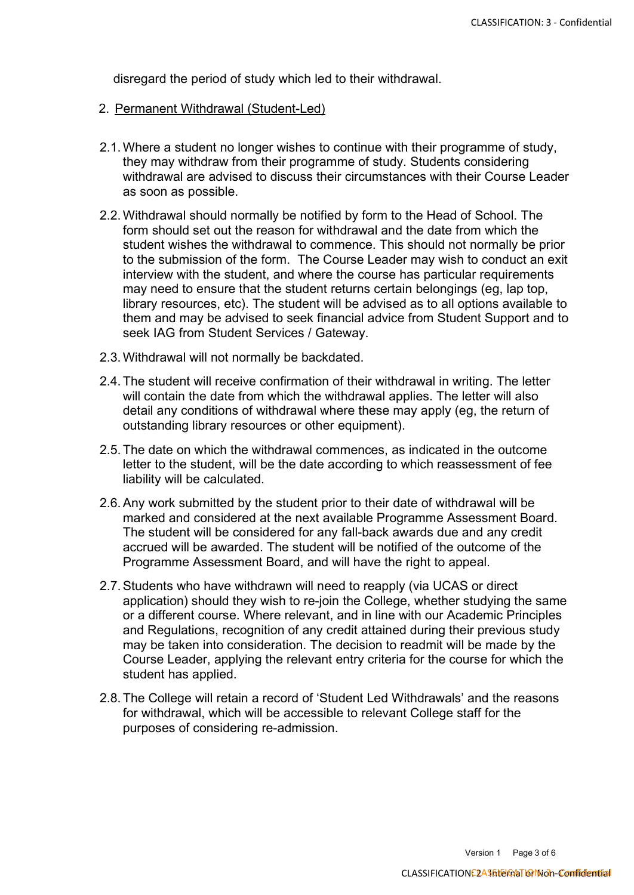disregard the period of study which led to their withdrawal.

## 2. Permanent Withdrawal (Student-Led)

2.1. Where a student no longer wishes to continue with their programme of study, they may withdraw from their programme of study. Students considering withdrawal are advised to discuss their circumstances with their Course Leader as soon as possible.

2.2. Withdrawal should normally be notified by form to the Head of School. The form should set out the reason for withdrawal and the date from which the student wishes the withdrawal to commence. This should not normally be prior to the submission of the form. The Course Leader may wish to conduct an exit interview with the student, and where the course has particular requirements may need to ensure that the student returns certain belongings (eg, lap top, library resources, etc). The student will be advised as to all options available to them and may be advised to seek financial advice from Student Support and to seek IAG from Student Services / Gateway.

2.3. Withdrawal will not normally be backdated.

2.4. The student will receive confirmation of their withdrawal in writing. The letter will contain the date from which the withdrawal applies. The letter will also detail any conditions of withdrawal where these may apply (eg, the return of outstanding library resources or other equipment).

2.5. The date on which the withdrawal commences, as indicated in the outcome letter to the student, will be the date according to which reassessment of fee liability will be calculated.

2.6. Any work submitted by the student prior to their date of withdrawal will be marked and considered at the next available Programme Assessment Board. The student will be considered for any fall-back awards due and any credit accrued will be awarded. The student will be notified of the outcome of the Programme Assessment Board, and will have the right to appeal.

2.7. Students who have withdrawn will need to reapply (via UCAS or direct application) should they wish to re-join the College, whether studying the same or a different course. Where relevant, and in line with our Academic Principles and Regulations, recognition of any credit attained during their previous study may be taken into consideration. The decision to readmit will be made by the Course Leader, applying the relevant entry criteria for the course for which the student has applied.

2.8. The College will retain a record of 'Student Led Withdrawals' and the reasons for withdrawal, which will be accessible to relevant College staff for the purposes of considering re-admission.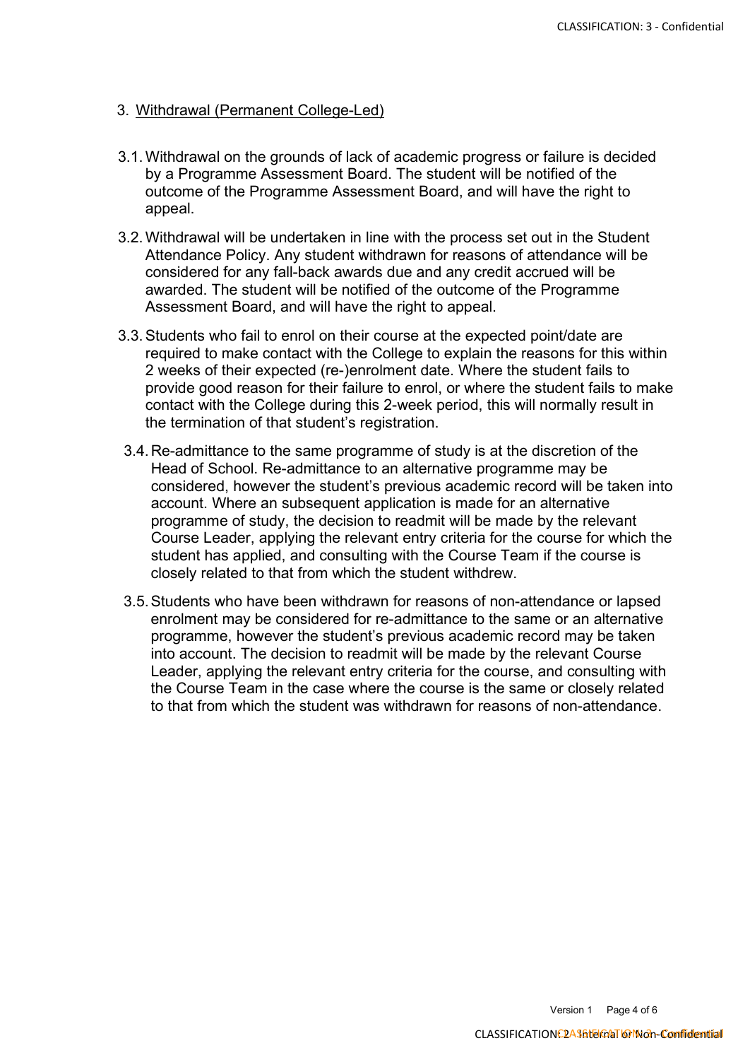## 3. Withdrawal (Permanent College-Led)

3.1. Withdrawal on the grounds of lack of academic progress or failure is decided by a Programme Assessment Board. The student will be notified of the outcome of the Programme Assessment Board, and will have the right to appeal.

3.2. Withdrawal will be undertaken in line with the process set out in the Student Attendance Policy. Any student withdrawn for reasons of attendance will be considered for any fall-back awards due and any credit accrued will be awarded. The student will be notified of the outcome of the Programme Assessment Board, and will have the right to appeal.

3.3. Students who fail to enrol on their course at the expected point/date are required to make contact with the College to explain the reasons for this within 2 weeks of their expected (re-)enrolment date. Where the student fails to provide good reason for their failure to enrol, or where the student fails to make contact with the College during this 2-week period, this will normally result in the termination of that student's registration.

3.4. Re-admittance to the same programme of study is at the discretion of the Head of School. Re-admittance to an alternative programme may be considered, however the student's previous academic record will be taken into account. Where an subsequent application is made for an alternative programme of study, the decision to readmit will be made by the relevant Course Leader, applying the relevant entry criteria for the course for which the student has applied, and consulting with the Course Team if the course is closely related to that from which the student withdrew.

3.5. Students who have been withdrawn for reasons of non-attendance or lapsed enrolment may be considered for re-admittance to the same or an alternative programme, however the student's previous academic record may be taken into account. The decision to readmit will be made by the relevant Course Leader, applying the relevant entry criteria for the course, and consulting with the Course Team in the case where the course is the same or closely related to that from which the student was withdrawn for reasons of non-attendance.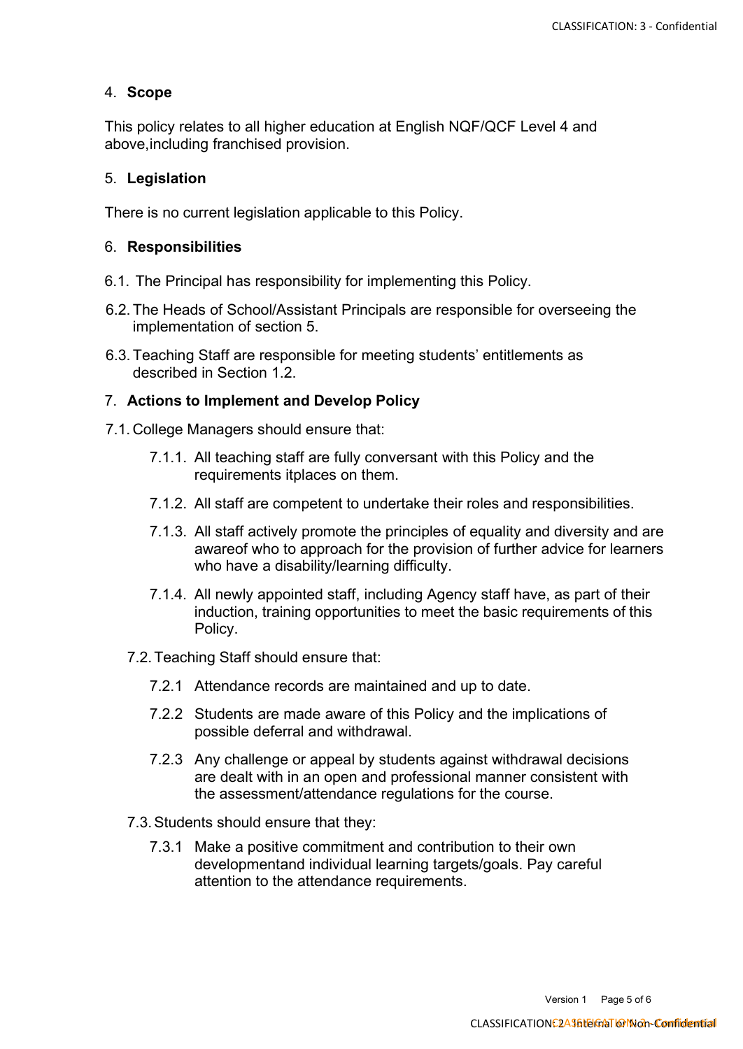## 4. **Scope**

This policy relates to all higher education at English NQF/QCF Level 4 and above,including franchised provision.

## 5. **Legislation**

There is no current legislation applicable to this Policy.

## 6. **Responsibilities**

6.1. The Principal has responsibility for implementing this Policy.

6.2. The Heads of School/Assistant Principals are responsible for overseeing the implementation of section 5.

6.3. Teaching Staff are responsible for meeting students' entitlements as described in Section 1.2.

## 7. **Actions to Implement and Develop Policy**

7.1. College Managers should ensure that:

- 7.1.1. All teaching staff are fully conversant with this Policy and the requirements itplaces on them.
- 7.1.2. All staff are competent to undertake their roles and responsibilities.
- 7.1.3. All staff actively promote the principles of equality and diversity and are awareof who to approach for the provision of further advice for learners who have a disability/learning difficulty.
- 7.1.4. All newly appointed staff, including Agency staff have, as part of their induction, training opportunities to meet the basic requirements of this Policy.

7.2. Teaching Staff should ensure that:

- 7.2.1 Attendance records are maintained and up to date.
- 7.2.2 Students are made aware of this Policy and the implications of possible deferral and withdrawal.
- 7.2.3 Any challenge or appeal by students against withdrawal decisions are dealt with in an open and professional manner consistent with the assessment/attendance regulations for the course.

7.3. Students should ensure that they:

- 7.3.1 Make a positive commitment and contribution to their own developmentand individual learning targets/goals. Pay careful attention to the attendance requirements.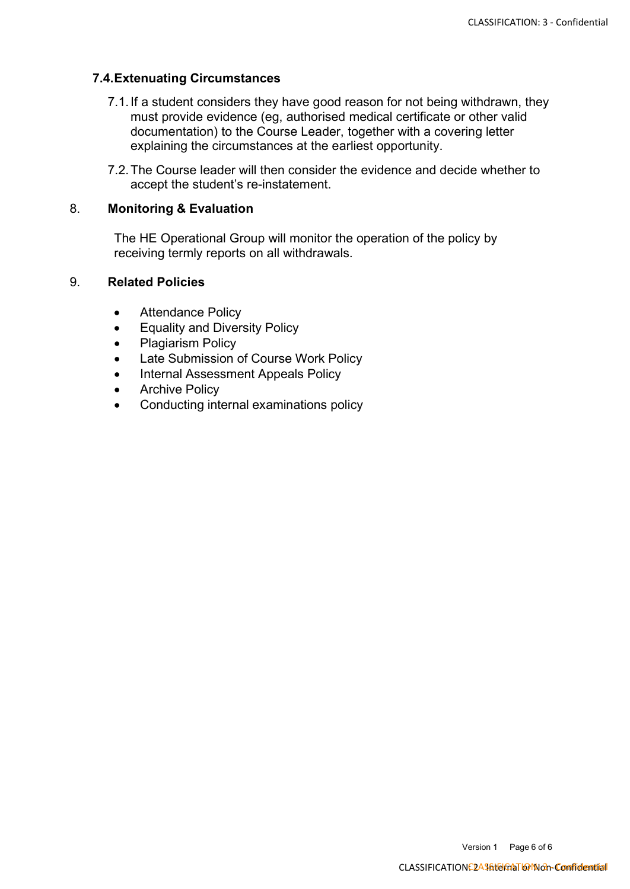### 7.4. Extenuating Circumstances

7.1. If a student considers they have good reason for not being withdrawn, they must provide evidence (eg, authorised medical certificate or other valid documentation) to the Course Leader, together with a covering letter explaining the circumstances at the earliest opportunity.

7.2. The Course leader will then consider the evidence and decide whether to accept the student's re-instatement.

## 8. Monitoring & Evaluation

The HE Operational Group will monitor the operation of the policy by receiving termly reports on all withdrawals.

## 9. Related Policies

- Attendance Policy
- Equality and Diversity Policy
- Plagiarism Policy
- Late Submission of Course Work Policy
- Internal Assessment Appeals Policy
- Archive Policy
- Conducting internal examinations policy